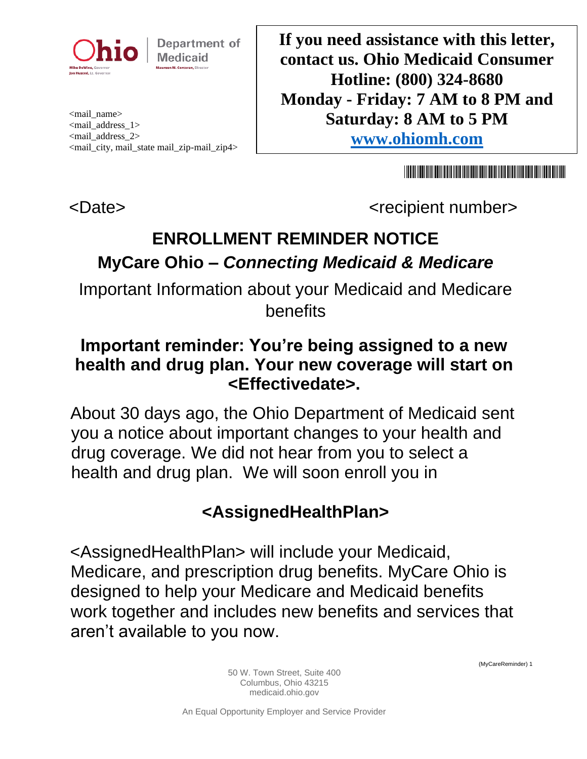Ohio | Department of Medicaid

Mike DeWine, Governor
Jon Husted, Lt. Governor
Maureen M. Corcoran, Director

<mail_name>
<mail_address_1>
<mail_address_2>
<mail_city, mail_state mail_zip-mail_zip4>

**If you need assistance with this letter, contact us. Ohio Medicaid Consumer Hotline: (800) 324-8680**
**Monday - Friday: 7 AM to 8 PM and Saturday: 8 AM to 5 PM**
**www.ohiomh.com**

<Date> <recipient number>

# ENROLLMENT REMINDER NOTICE

## MyCare Ohio – *Connecting Medicaid & Medicare*

Important Information about your Medicaid and Medicare benefits

## Important reminder: You're being assigned to a new health and drug plan. Your new coverage will start on <Effectivedate>.

About 30 days ago, the Ohio Department of Medicaid sent you a notice about important changes to your health and drug coverage. We did not hear from you to select a health and drug plan. We will soon enroll you in

## <AssignedHealthPlan>

<AssignedHealthPlan> will include your Medicaid, Medicare, and prescription drug benefits. MyCare Ohio is designed to help your Medicare and Medicaid benefits work together and includes new benefits and services that aren't available to you now.

(MyCareReminder) 1

50 W. Town Street, Suite 400
Columbus, Ohio 43215
medicaid.ohio.gov

An Equal Opportunity Employer and Service Provider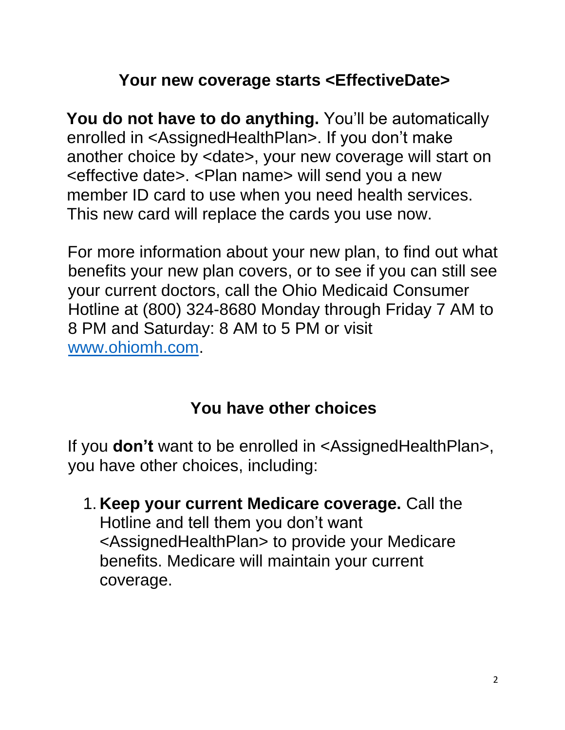## Your new coverage starts <EffectiveDate>

**You do not have to do anything.** You'll be automatically enrolled in <AssignedHealthPlan>. If you don't make another choice by <date>, your new coverage will start on <effective date>. <Plan name> will send you a new member ID card to use when you need health services. This new card will replace the cards you use now.

For more information about your new plan, to find out what benefits your new plan covers, or to see if you can still see your current doctors, call the Ohio Medicaid Consumer Hotline at (800) 324-8680 Monday through Friday 7 AM to 8 PM and Saturday: 8 AM to 5 PM or visit [www.ohiomh.com](http://www.ohiomh.com).

## You have other choices

If you **don't** want to be enrolled in <AssignedHealthPlan>, you have other choices, including:

1. **Keep your current Medicare coverage.** Call the Hotline and tell them you don't want <AssignedHealthPlan> to provide your Medicare benefits. Medicare will maintain your current coverage.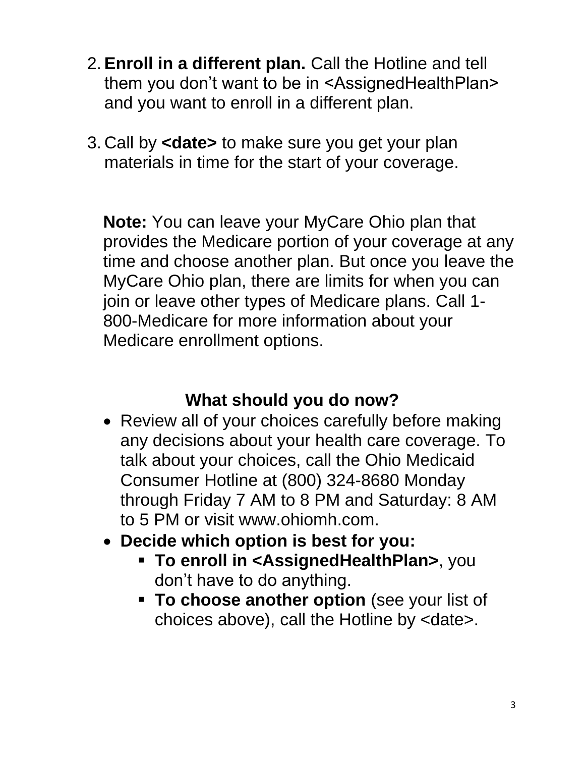2. **Enroll in a different plan.** Call the Hotline and tell them you don't want to be in <AssignedHealthPlan> and you want to enroll in a different plan.

3. Call by **<date>** to make sure you get your plan materials in time for the start of your coverage.

**Note:** You can leave your MyCare Ohio plan that provides the Medicare portion of your coverage at any time and choose another plan. But once you leave the MyCare Ohio plan, there are limits for when you can join or leave other types of Medicare plans. Call 1-800-Medicare for more information about your Medicare enrollment options.

## What should you do now?

- Review all of your choices carefully before making any decisions about your health care coverage. To talk about your choices, call the Ohio Medicaid Consumer Hotline at (800) 324-8680 Monday through Friday 7 AM to 8 PM and Saturday: 8 AM to 5 PM or visit www.ohiomh.com.
- **Decide which option is best for you:**
  - **To enroll in <AssignedHealthPlan>**, you don't have to do anything.
  - **To choose another option** (see your list of choices above), call the Hotline by <date>.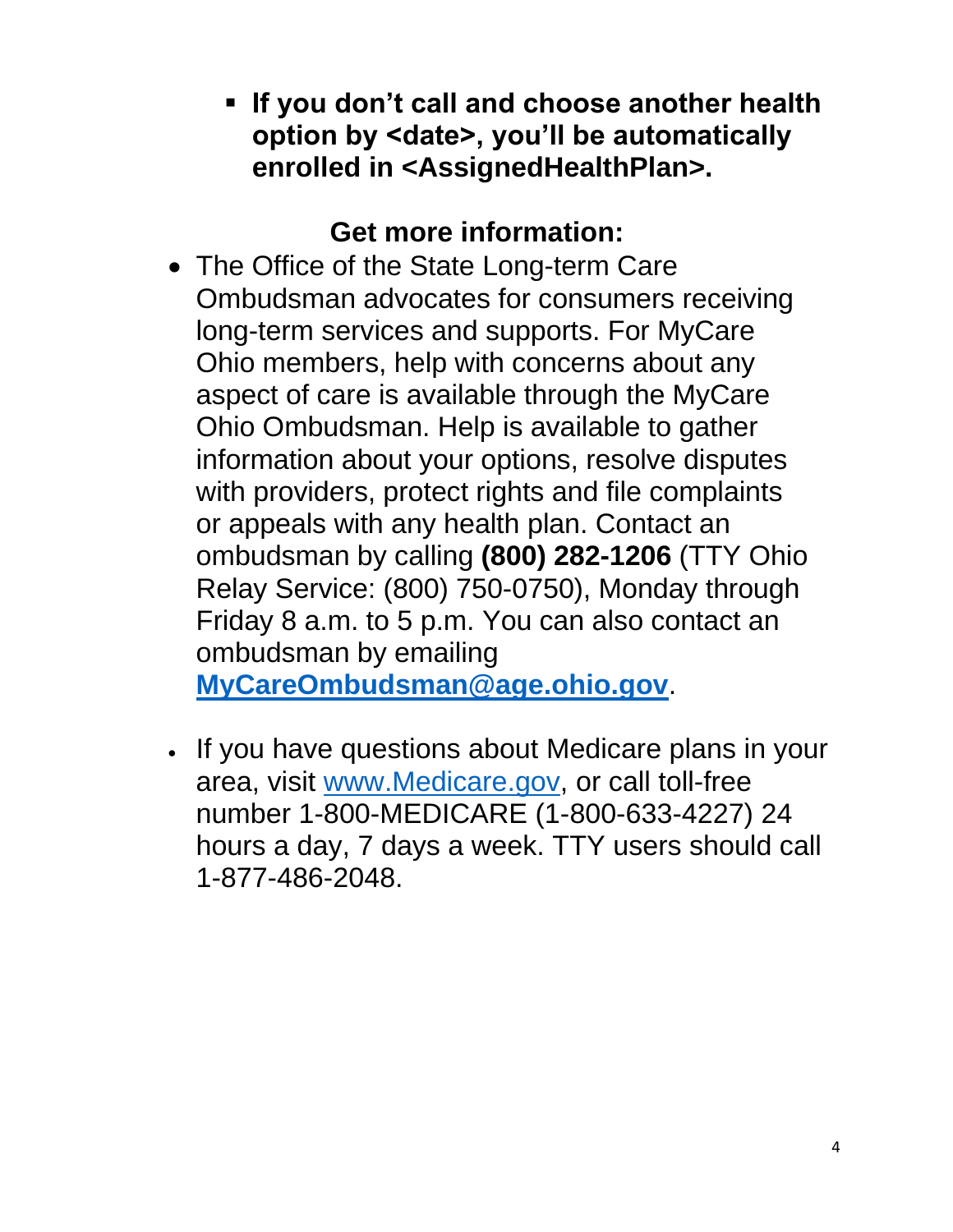- **If you don't call and choose another health option by <date>, you'll be automatically enrolled in <AssignedHealthPlan>.**

## Get more information:

- The Office of the State Long-term Care Ombudsman advocates for consumers receiving long-term services and supports. For MyCare Ohio members, help with concerns about any aspect of care is available through the MyCare Ohio Ombudsman. Help is available to gather information about your options, resolve disputes with providers, protect rights and file complaints or appeals with any health plan. Contact an ombudsman by calling **(800) 282-1206** (TTY Ohio Relay Service: (800) 750-0750), Monday through Friday 8 a.m. to 5 p.m. You can also contact an ombudsman by emailing **MyCareOmbudsman@age.ohio.gov**.

- If you have questions about Medicare plans in your area, visit www.Medicare.gov, or call toll-free number 1-800-MEDICARE (1-800-633-4227) 24 hours a day, 7 days a week. TTY users should call 1-877-486-2048.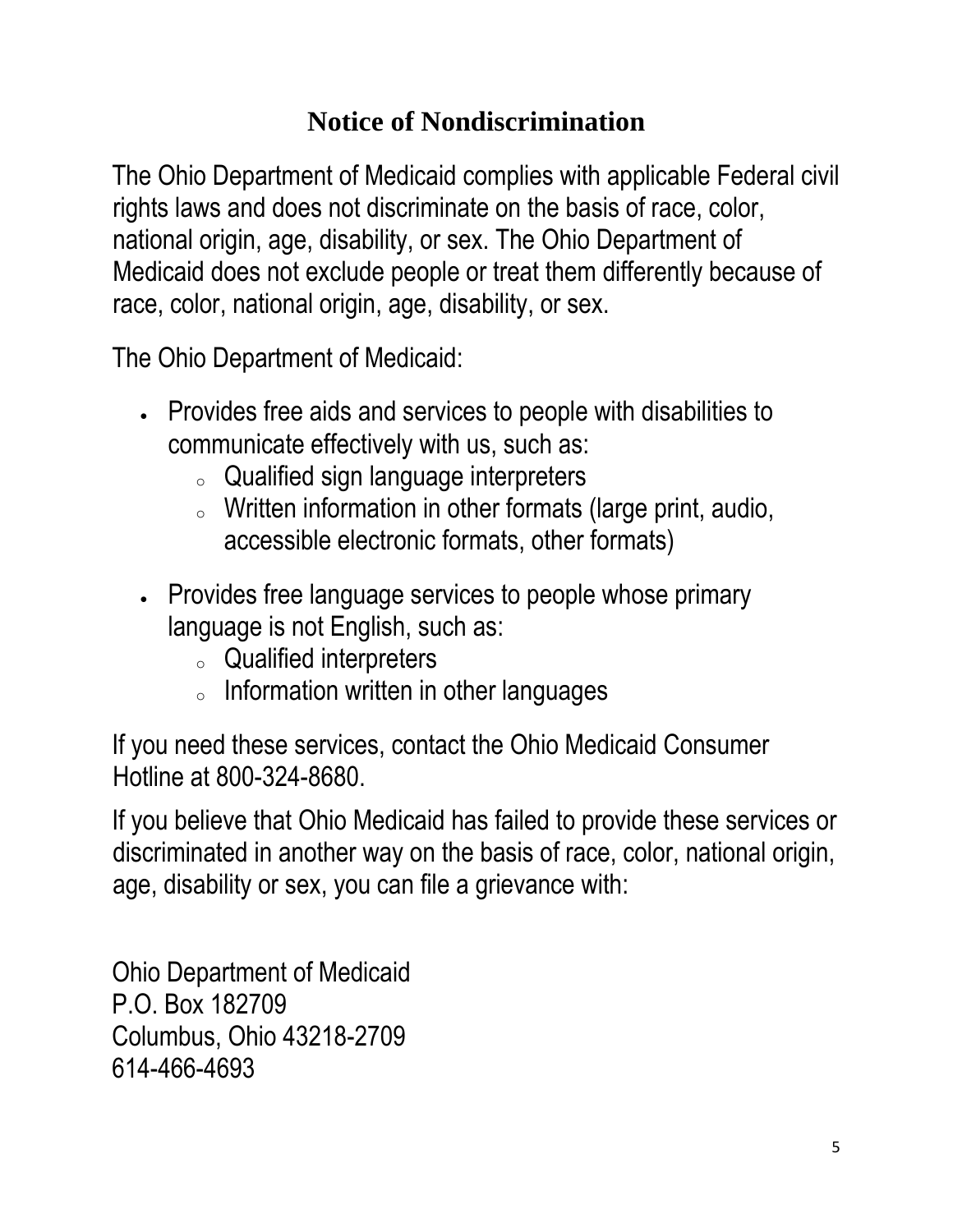# Notice of Nondiscrimination

The Ohio Department of Medicaid complies with applicable Federal civil rights laws and does not discriminate on the basis of race, color, national origin, age, disability, or sex. The Ohio Department of Medicaid does not exclude people or treat them differently because of race, color, national origin, age, disability, or sex.

The Ohio Department of Medicaid:

- Provides free aids and services to people with disabilities to communicate effectively with us, such as:
  - Qualified sign language interpreters
  - Written information in other formats (large print, audio, accessible electronic formats, other formats)
- Provides free language services to people whose primary language is not English, such as:
  - Qualified interpreters
  - Information written in other languages

If you need these services, contact the Ohio Medicaid Consumer Hotline at 800-324-8680.

If you believe that Ohio Medicaid has failed to provide these services or discriminated in another way on the basis of race, color, national origin, age, disability or sex, you can file a grievance with:

Ohio Department of Medicaid
P.O. Box 182709
Columbus, Ohio 43218-2709
614-466-4693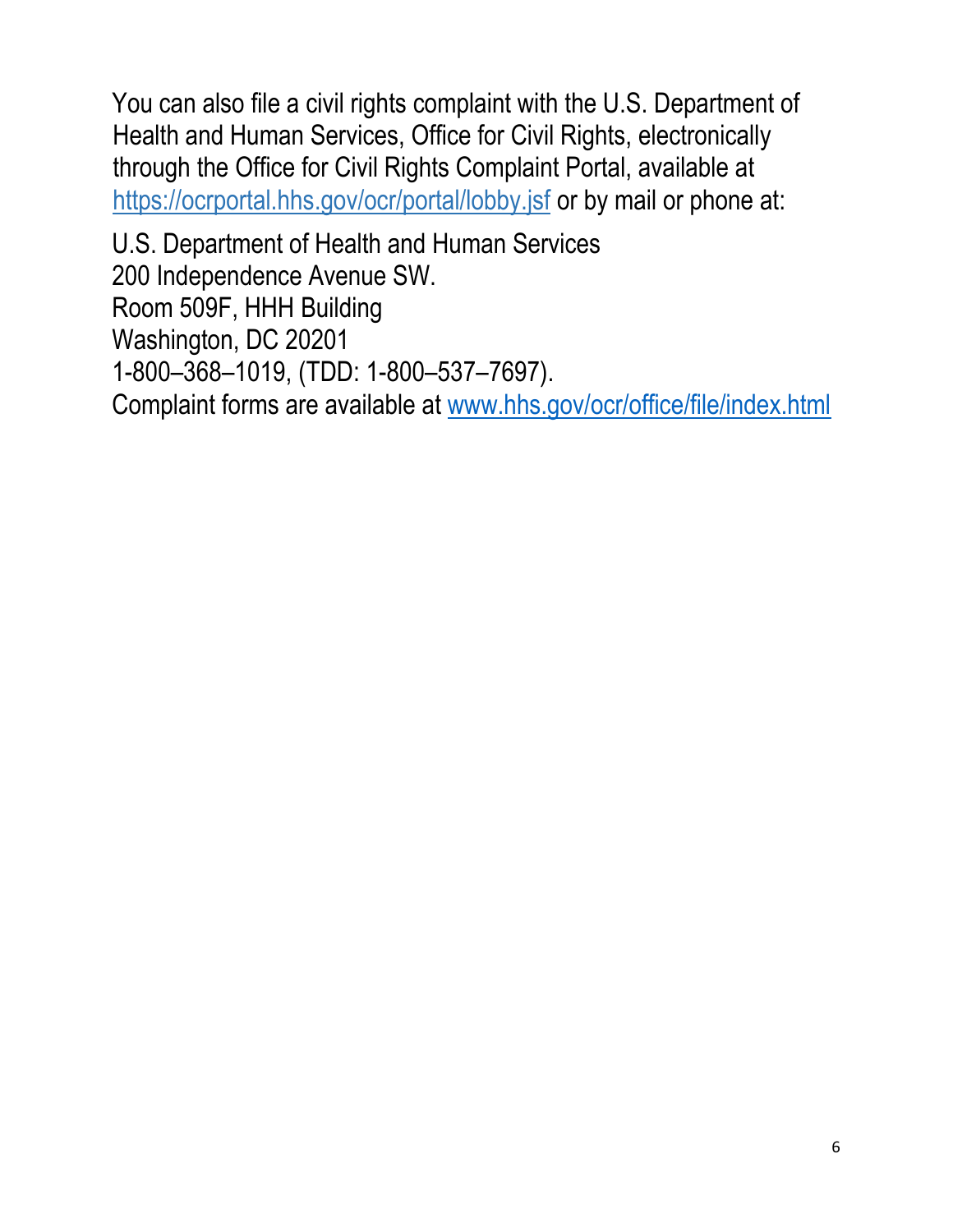You can also file a civil rights complaint with the U.S. Department of Health and Human Services, Office for Civil Rights, electronically through the Office for Civil Rights Complaint Portal, available at https://ocrportal.hhs.gov/ocr/portal/lobby.jsf or by mail or phone at:

U.S. Department of Health and Human Services
200 Independence Avenue SW.
Room 509F, HHH Building
Washington, DC 20201
1-800–368–1019, (TDD: 1-800–537–7697).
Complaint forms are available at www.hhs.gov/ocr/office/file/index.html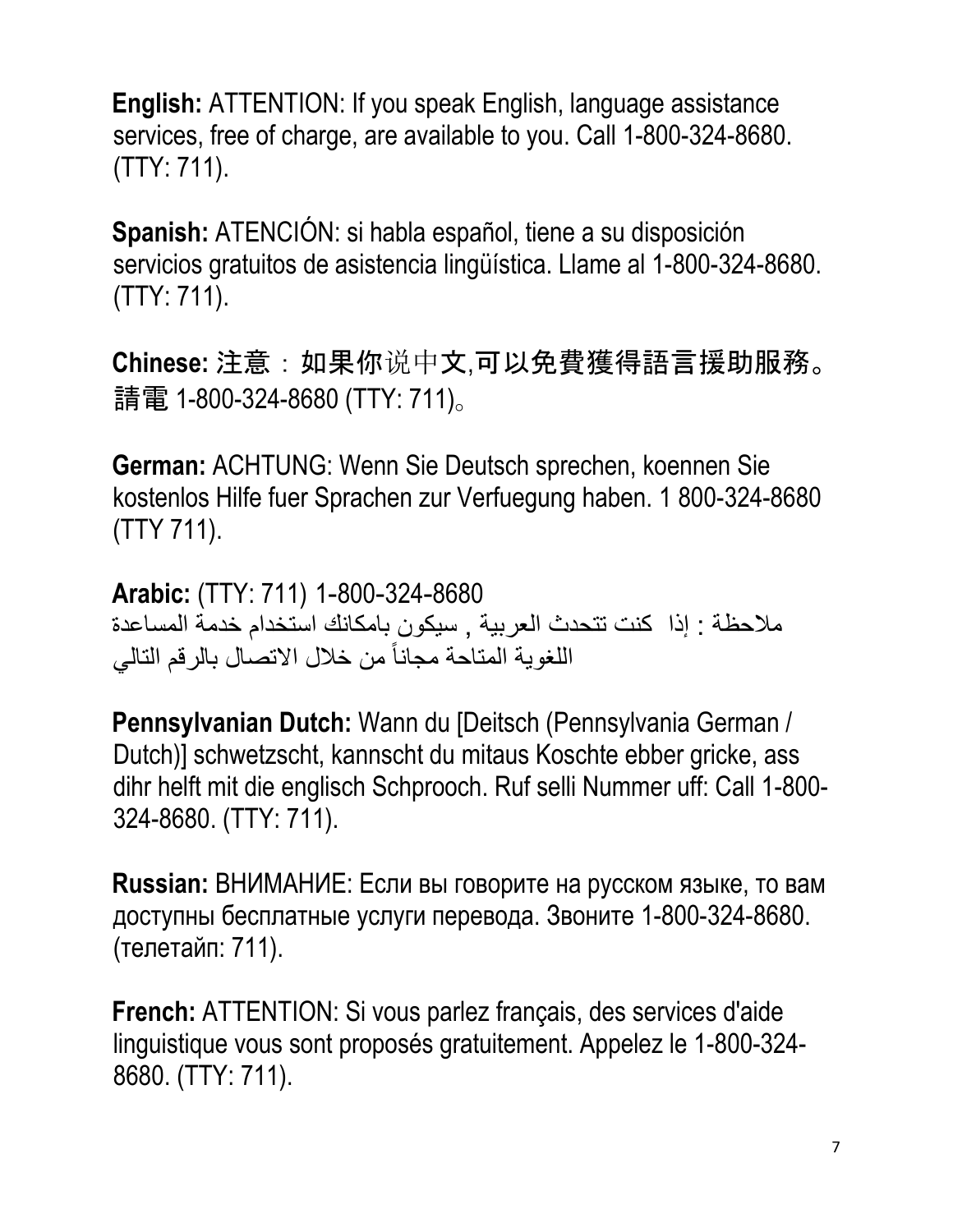**English:** ATTENTION: If you speak English, language assistance services, free of charge, are available to you. Call 1-800-324-8680. (TTY: 711).

**Spanish:** ATENCIÓN: si habla español, tiene a su disposición servicios gratuitos de asistencia lingüística. Llame al 1-800-324-8680. (TTY: 711).

**Chinese:** 注意：如果你说中文,可以免費獲得語言援助服務。請電 1-800-324-8680 (TTY: 711)。

**German:** ACHTUNG: Wenn Sie Deutsch sprechen, koennen Sie kostenlos Hilfe fuer Sprachen zur Verfuegung haben. 1 800-324-8680 (TTY 711).

**Arabic:** (TTY: 711) 1-800-324-8680
ملاحظة : إذا كنت تتحدث العربية , سيكون بامكانك استخدام خدمة المساعدة اللغوية المتاحة مجاناً من خلال الاتصال بالرقم التالي

**Pennsylvanian Dutch:** Wann du [Deitsch (Pennsylvania German / Dutch)] schwetzscht, kannscht du mitaus Koschte ebber gricke, ass dihr helft mit die englisch Schprooch. Ruf selli Nummer uff: Call 1-800-324-8680. (TTY: 711).

**Russian:** ВНИМАНИЕ: Если вы говорите на русском языке, то вам доступны бесплатные услуги перевода. Звоните 1-800-324-8680. (телетайп: 711).

**French:** ATTENTION: Si vous parlez français, des services d'aide linguistique vous sont proposés gratuitement. Appelez le 1-800-324-8680. (TTY: 711).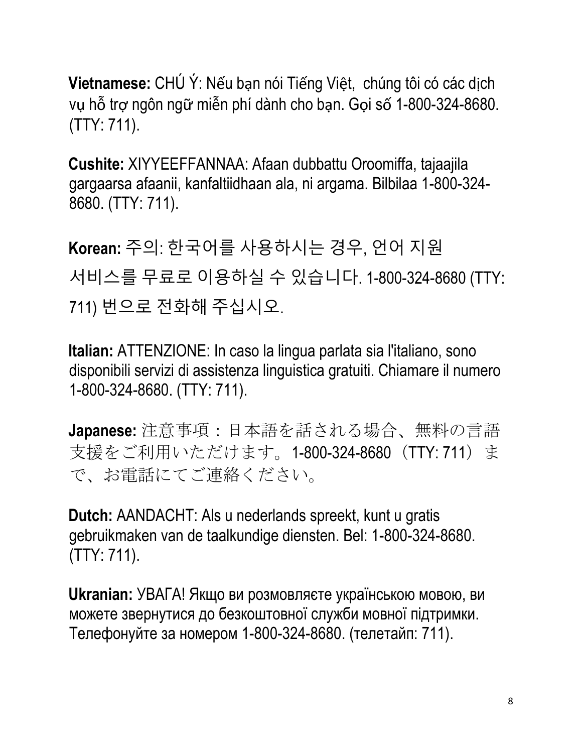**Vietnamese:** CHÚ Ý: Nếu bạn nói Tiếng Việt,  chúng tôi có các dịch vụ hỗ trợ ngôn ngữ miễn phí dành cho bạn. Gọi số 1-800-324-8680. (TTY: 711).

**Cushite:** XIYYEEFFANNAA: Afaan dubbattu Oroomiffa, tajaajila gargaarsa afaanii, kanfaltiidhaan ala, ni argama. Bilbilaa 1-800-324-8680. (TTY: 711).

**Korean:** 주의: 한국어를 사용하시는 경우, 언어 지원 서비스를 무료로 이용하실 수 있습니다. 1-800-324-8680 (TTY: 711) 번으로 전화해 주십시오.

**Italian:** ATTENZIONE: In caso la lingua parlata sia l'italiano, sono disponibili servizi di assistenza linguistica gratuiti. Chiamare il numero 1-800-324-8680. (TTY: 711).

**Japanese:** 注意事項：日本語を話される場合、無料の言語支援をご利用いただけます。1-800-324-8680（TTY: 711）まで、お電話にてご連絡ください。

**Dutch:** AANDACHT: Als u nederlands spreekt, kunt u gratis gebruikmaken van de taalkundige diensten. Bel: 1-800-324-8680. (TTY: 711).

**Ukranian:** УВАГА! Якщо ви розмовляєте українською мовою, ви можете звернутися до безкоштовної служби мовної підтримки. Телефонуйте за номером 1-800-324-8680. (телетайп: 711).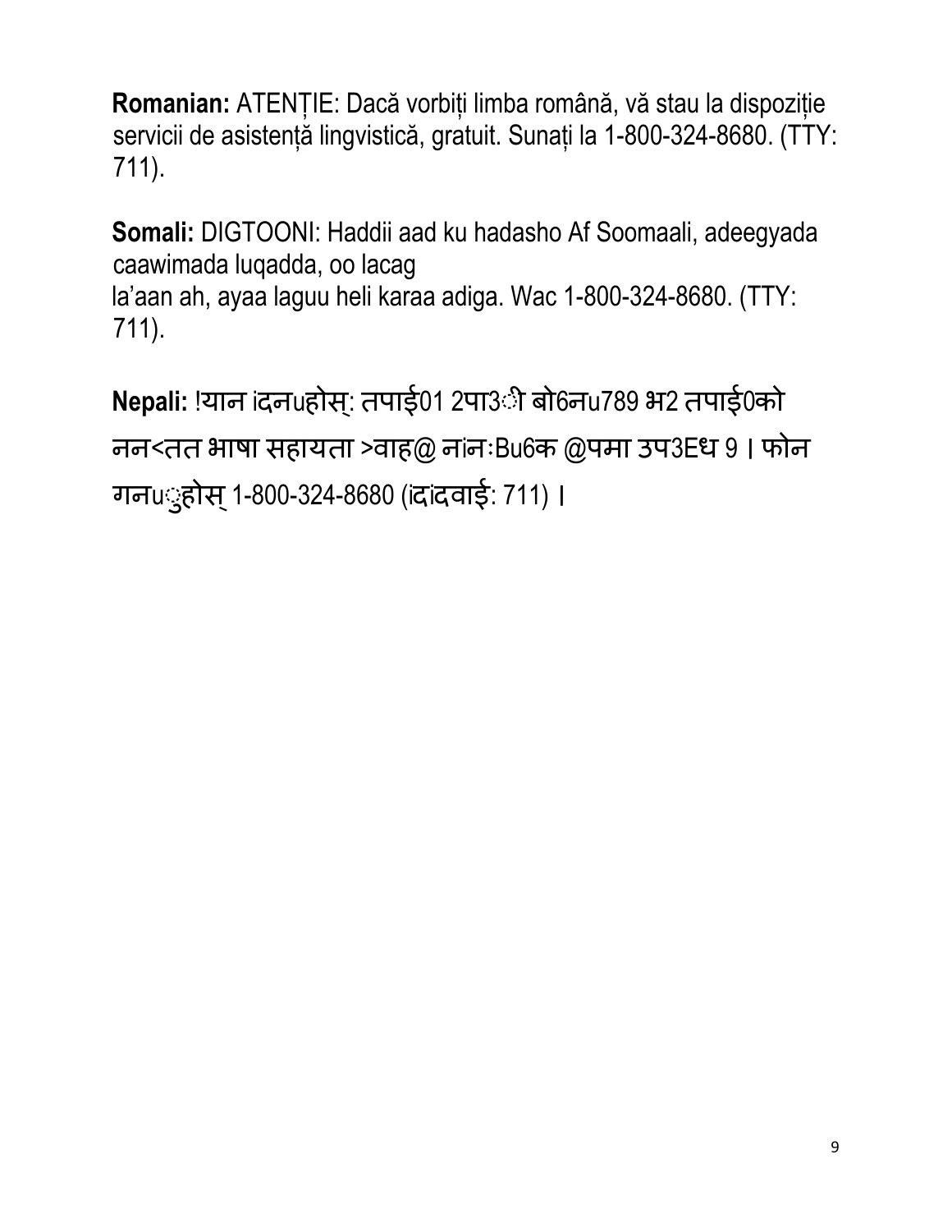**Romanian:** ATENȚIE: Dacă vorbiți limba română, vă stau la dispoziție servicii de asistență lingvistică, gratuit. Sunați la 1-800-324-8680. (TTY: 711).

**Somali:** DIGTOONI: Haddii aad ku hadasho Af Soomaali, adeegyada caawimada luqadda, oo lacag
la'aan ah, ayaa laguu heli karaa adiga. Wac 1-800-324-8680. (TTY: 711).

**Nepali:** !यान ंदनuहोस्: तपाई01 2पा3ी बो6नu789 भ2 तपाई0को ननत भाषा सहायता >वाह@ नंनःBu6क @पमा उप3Eध 9 । फोन गनuुहोस् 1-800-324-8680 (ंदंदवाई: 711) ।